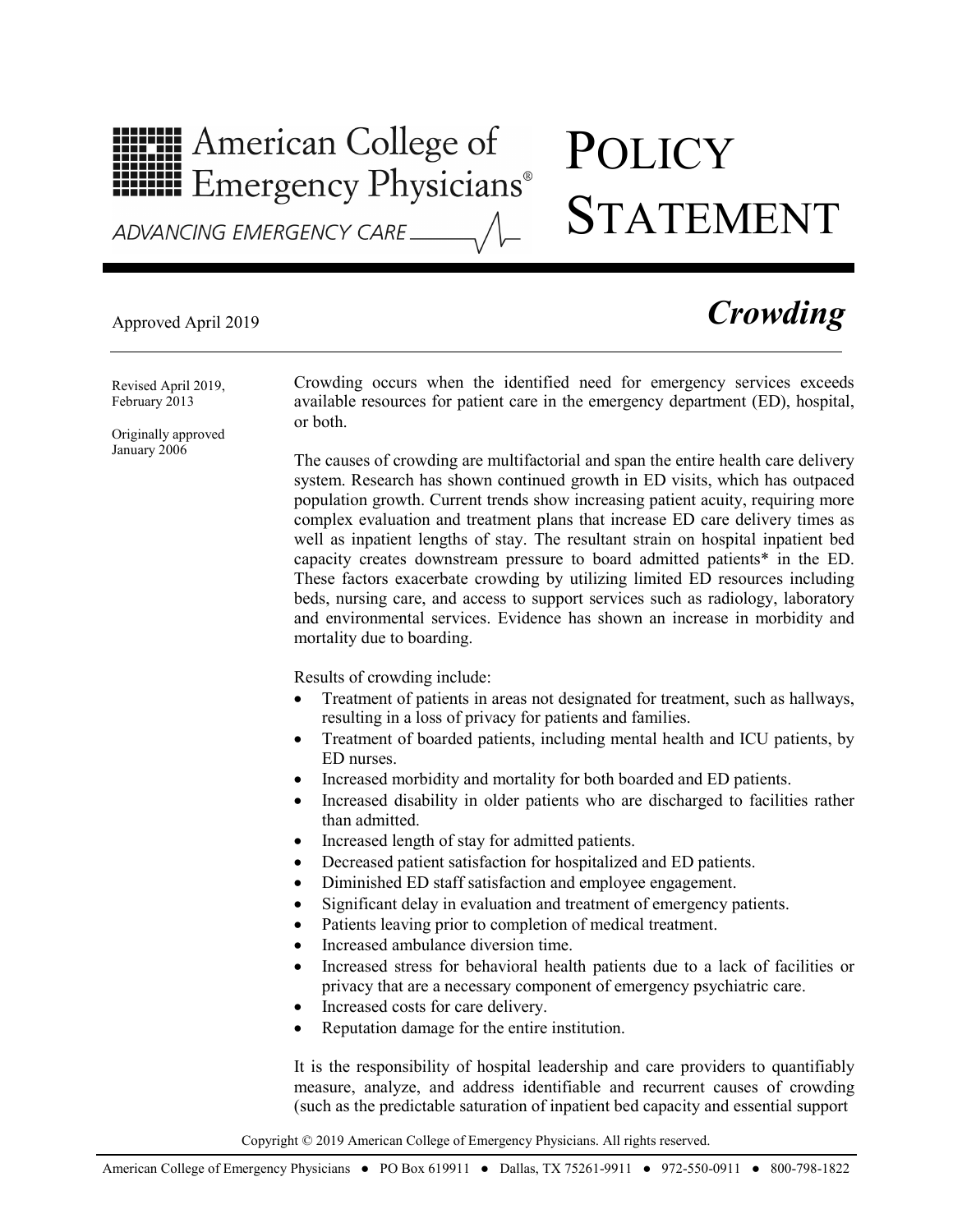# American College of Emergency Physicians®

ADVANCING EMERGENCY CARE

# POLICY STATEMENT

Approved April 2019

## *Crowding*

Revised April 2019, February 2013

Originally approved January 2006

Crowding occurs when the identified need for emergency services exceeds available resources for patient care in the emergency department (ED), hospital, or both.

The causes of crowding are multifactorial and span the entire health care delivery system. Research has shown continued growth in ED visits, which has outpaced population growth. Current trends show increasing patient acuity, requiring more complex evaluation and treatment plans that increase ED care delivery times as well as inpatient lengths of stay. The resultant strain on hospital inpatient bed capacity creates downstream pressure to board admitted patients* in the ED. These factors exacerbate crowding by utilizing limited ED resources including beds, nursing care, and access to support services such as radiology, laboratory and environmental services. Evidence has shown an increase in morbidity and mortality due to boarding.

Results of crowding include:

- Treatment of patients in areas not designated for treatment, such as hallways, resulting in a loss of privacy for patients and families.
- Treatment of boarded patients, including mental health and ICU patients, by ED nurses.
- Increased morbidity and mortality for both boarded and ED patients.
- Increased disability in older patients who are discharged to facilities rather than admitted.
- Increased length of stay for admitted patients.
- Decreased patient satisfaction for hospitalized and ED patients.
- Diminished ED staff satisfaction and employee engagement.
- Significant delay in evaluation and treatment of emergency patients.
- Patients leaving prior to completion of medical treatment.
- Increased ambulance diversion time.
- Increased stress for behavioral health patients due to a lack of facilities or privacy that are a necessary component of emergency psychiatric care.
- Increased costs for care delivery.
- Reputation damage for the entire institution.

It is the responsibility of hospital leadership and care providers to quantifiably measure, analyze, and address identifiable and recurrent causes of crowding (such as the predictable saturation of inpatient bed capacity and essential support

Copyright © 2019 American College of Emergency Physicians. All rights reserved.

American College of Emergency Physicians ● PO Box 619911 ● Dallas, TX 75261-9911 ● 972-550-0911 ● 800-798-1822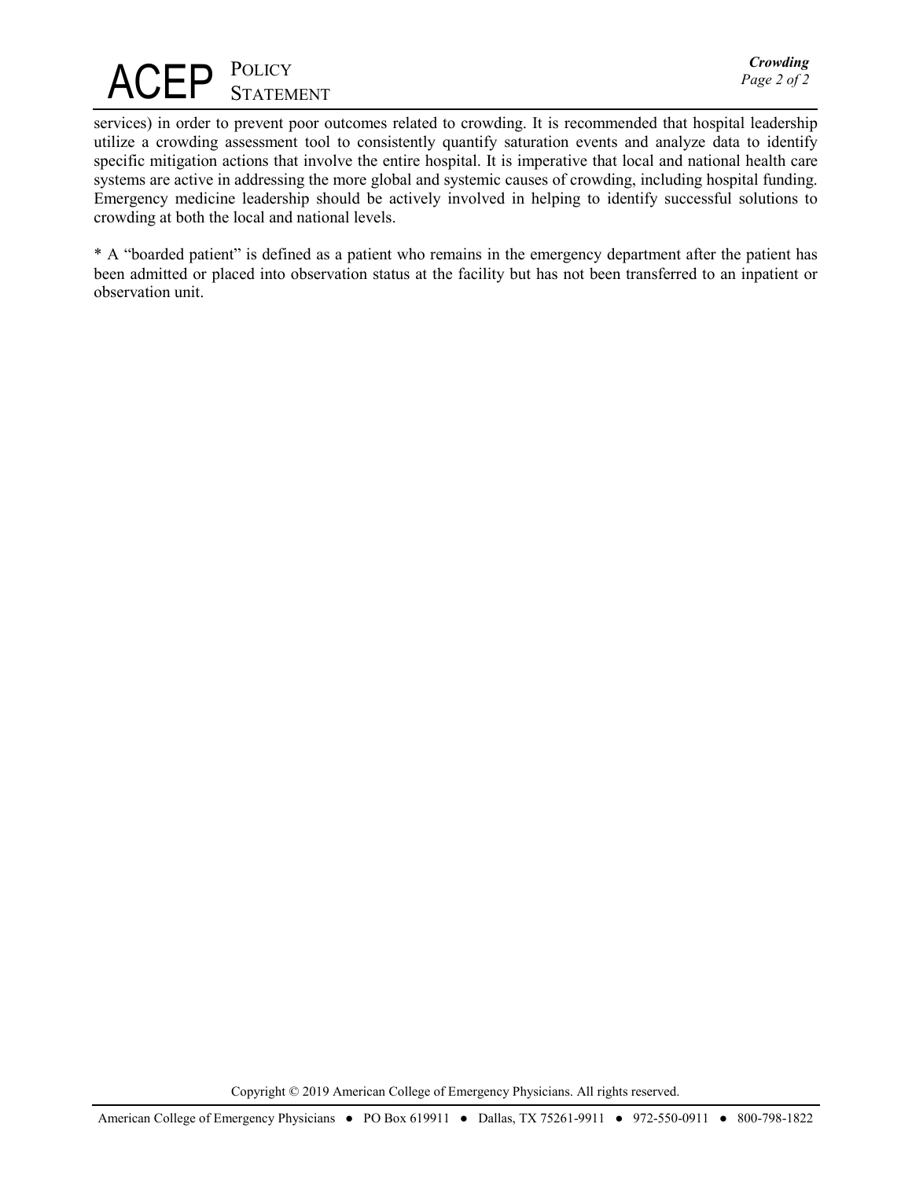services) in order to prevent poor outcomes related to crowding. It is recommended that hospital leadership utilize a crowding assessment tool to consistently quantify saturation events and analyze data to identify specific mitigation actions that involve the entire hospital. It is imperative that local and national health care systems are active in addressing the more global and systemic causes of crowding, including hospital funding. Emergency medicine leadership should be actively involved in helping to identify successful solutions to crowding at both the local and national levels.

* A "boarded patient" is defined as a patient who remains in the emergency department after the patient has been admitted or placed into observation status at the facility but has not been transferred to an inpatient or observation unit.

Copyright © 2019 American College of Emergency Physicians. All rights reserved.